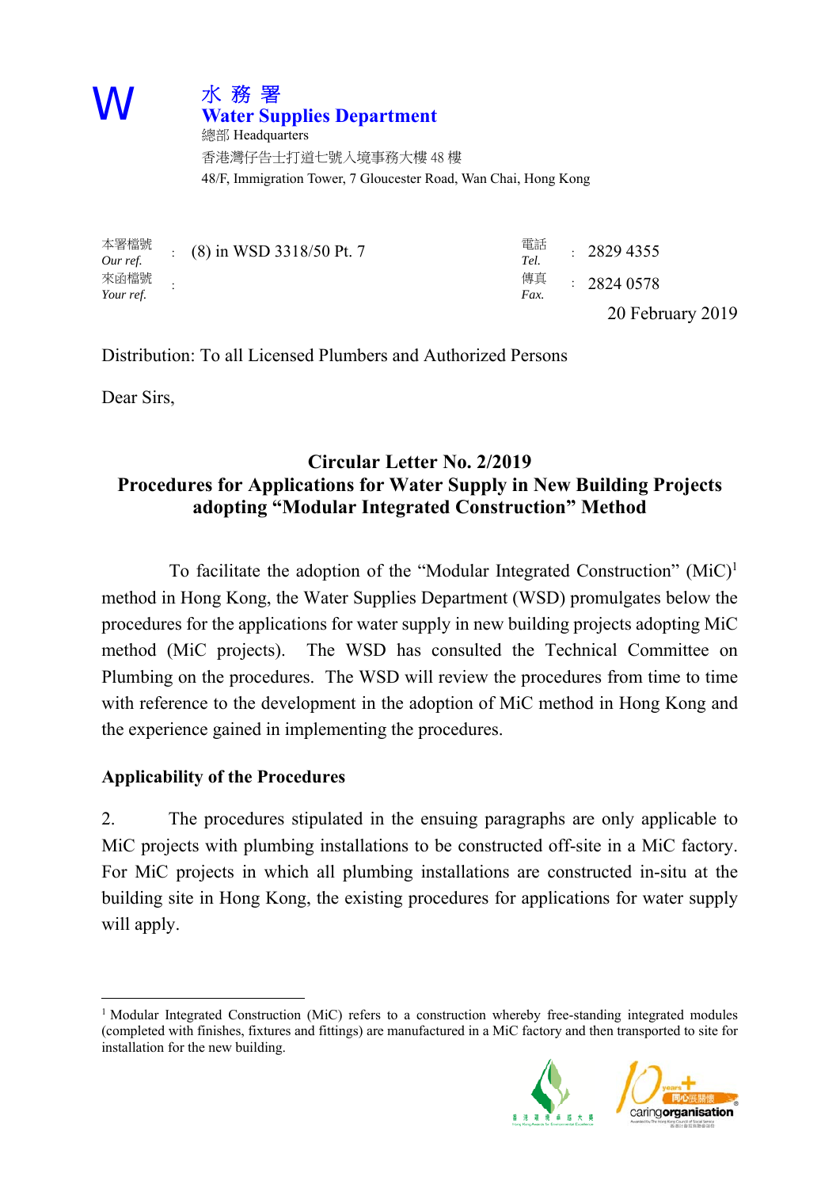W

**水務署**
**Water Supplies Department**
總部 Headquarters
香港灣仔告士打道七號入境事務大樓 48 樓
48/F, Immigration Tower, 7 Gloucester Road, Wan Chai, Hong Kong

| | | | |
|---|---|---|---|
| 本署檔號 *Our ref.* | : (8) in WSD 3318/50 Pt. 7 | 電話 *Tel.* | : 2829 4355 |
| 來函檔號 *Your ref.* | : | 傳真 *Fax.* | : 2824 0578 |

20 February 2019

Distribution: To all Licensed Plumbers and Authorized Persons

Dear Sirs,

## Circular Letter No. 2/2019
## Procedures for Applications for Water Supply in New Building Projects adopting "Modular Integrated Construction" Method

To facilitate the adoption of the "Modular Integrated Construction" (MiC)[1] method in Hong Kong, the Water Supplies Department (WSD) promulgates below the procedures for the applications for water supply in new building projects adopting MiC method (MiC projects). The WSD has consulted the Technical Committee on Plumbing on the procedures. The WSD will review the procedures from time to time with reference to the development in the adoption of MiC method in Hong Kong and the experience gained in implementing the procedures.

### Applicability of the Procedures

2. The procedures stipulated in the ensuing paragraphs are only applicable to MiC projects with plumbing installations to be constructed off-site in a MiC factory. For MiC projects in which all plumbing installations are constructed in-situ at the building site in Hong Kong, the existing procedures for applications for water supply will apply.

[1] Modular Integrated Construction (MiC) refers to a construction whereby free-standing integrated modules (completed with finishes, fixtures and fittings) are manufactured in a MiC factory and then transported to site for installation for the new building.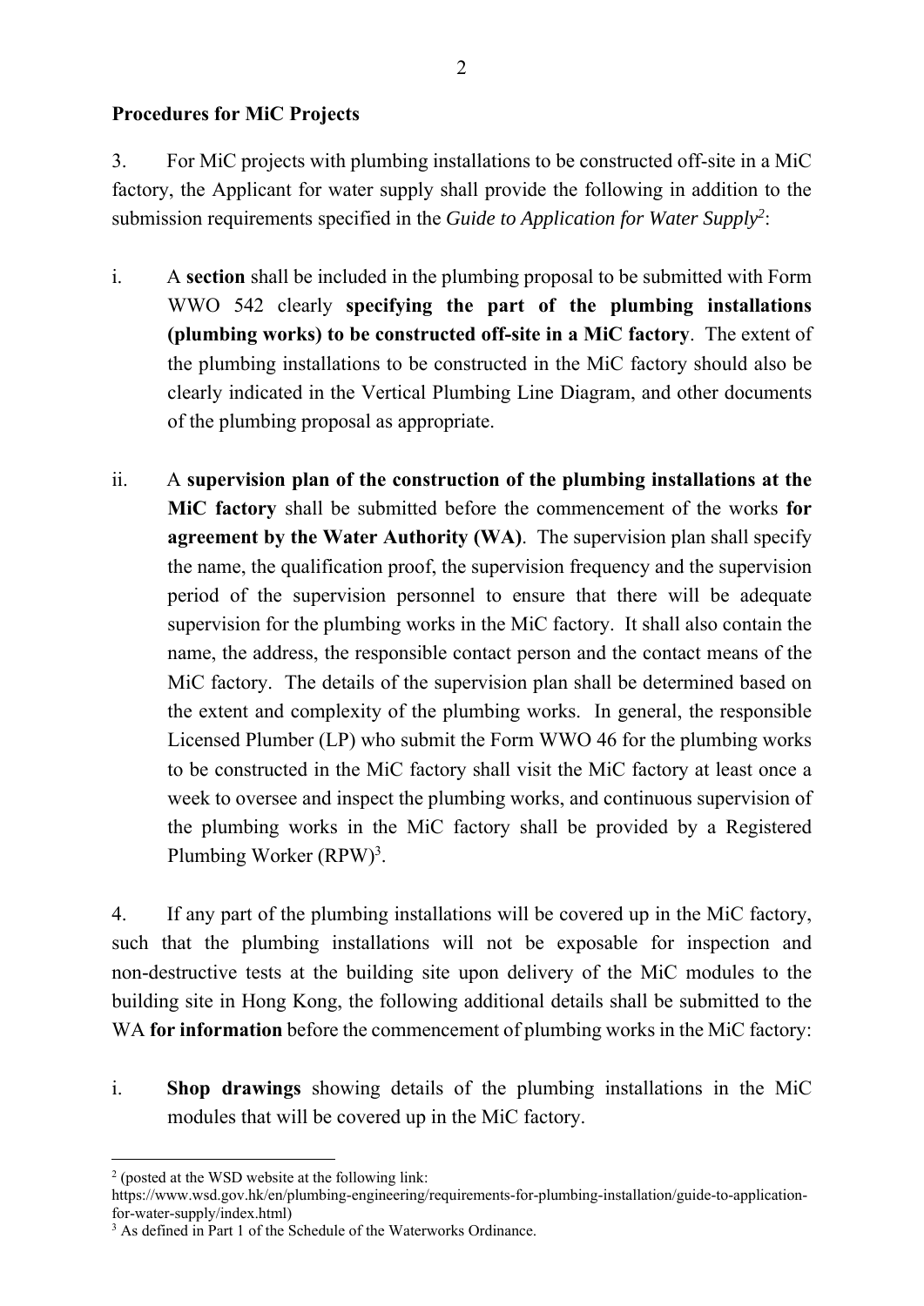**Procedures for MiC Projects**

3. For MiC projects with plumbing installations to be constructed off-site in a MiC factory, the Applicant for water supply shall provide the following in addition to the submission requirements specified in the *Guide to Application for Water Supply*[2]:

i. A **section** shall be included in the plumbing proposal to be submitted with Form WWO 542 clearly **specifying the part of the plumbing installations (plumbing works) to be constructed off-site in a MiC factory**. The extent of the plumbing installations to be constructed in the MiC factory should also be clearly indicated in the Vertical Plumbing Line Diagram, and other documents of the plumbing proposal as appropriate.

ii. A **supervision plan of the construction of the plumbing installations at the MiC factory** shall be submitted before the commencement of the works **for agreement by the Water Authority (WA)**. The supervision plan shall specify the name, the qualification proof, the supervision frequency and the supervision period of the supervision personnel to ensure that there will be adequate supervision for the plumbing works in the MiC factory. It shall also contain the name, the address, the responsible contact person and the contact means of the MiC factory. The details of the supervision plan shall be determined based on the extent and complexity of the plumbing works. In general, the responsible Licensed Plumber (LP) who submit the Form WWO 46 for the plumbing works to be constructed in the MiC factory shall visit the MiC factory at least once a week to oversee and inspect the plumbing works, and continuous supervision of the plumbing works in the MiC factory shall be provided by a Registered Plumbing Worker (RPW)[3].

4. If any part of the plumbing installations will be covered up in the MiC factory, such that the plumbing installations will not be exposable for inspection and non-destructive tests at the building site upon delivery of the MiC modules to the building site in Hong Kong, the following additional details shall be submitted to the WA **for information** before the commencement of plumbing works in the MiC factory:

i. **Shop drawings** showing details of the plumbing installations in the MiC modules that will be covered up in the MiC factory.

---

[2] (posted at the WSD website at the following link: https://www.wsd.gov.hk/en/plumbing-engineering/requirements-for-plumbing-installation/guide-to-application-for-water-supply/index.html)

[3] As defined in Part 1 of the Schedule of the Waterworks Ordinance.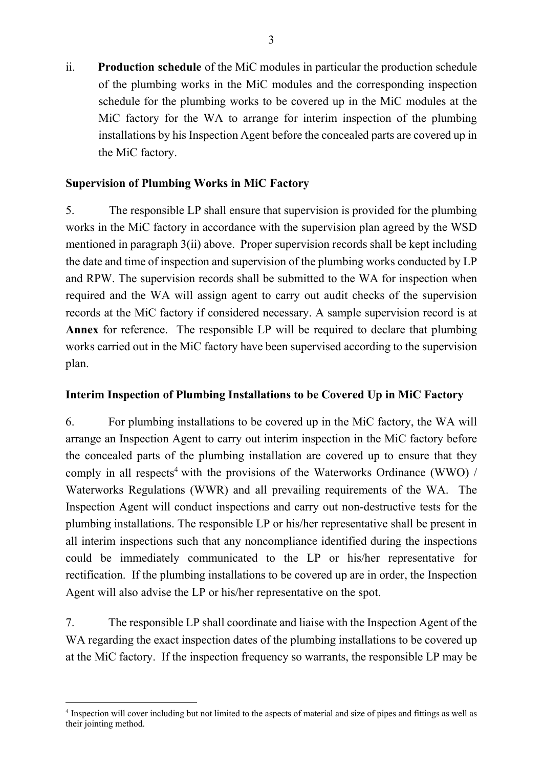ii. **Production schedule** of the MiC modules in particular the production schedule of the plumbing works in the MiC modules and the corresponding inspection schedule for the plumbing works to be covered up in the MiC modules at the MiC factory for the WA to arrange for interim inspection of the plumbing installations by his Inspection Agent before the concealed parts are covered up in the MiC factory.

### Supervision of Plumbing Works in MiC Factory

5. The responsible LP shall ensure that supervision is provided for the plumbing works in the MiC factory in accordance with the supervision plan agreed by the WSD mentioned in paragraph 3(ii) above. Proper supervision records shall be kept including the date and time of inspection and supervision of the plumbing works conducted by LP and RPW. The supervision records shall be submitted to the WA for inspection when required and the WA will assign agent to carry out audit checks of the supervision records at the MiC factory if considered necessary. A sample supervision record is at **Annex** for reference. The responsible LP will be required to declare that plumbing works carried out in the MiC factory have been supervised according to the supervision plan.

### Interim Inspection of Plumbing Installations to be Covered Up in MiC Factory

6. For plumbing installations to be covered up in the MiC factory, the WA will arrange an Inspection Agent to carry out interim inspection in the MiC factory before the concealed parts of the plumbing installation are covered up to ensure that they comply in all respects[4] with the provisions of the Waterworks Ordinance (WWO) / Waterworks Regulations (WWR) and all prevailing requirements of the WA. The Inspection Agent will conduct inspections and carry out non-destructive tests for the plumbing installations. The responsible LP or his/her representative shall be present in all interim inspections such that any noncompliance identified during the inspections could be immediately communicated to the LP or his/her representative for rectification. If the plumbing installations to be covered up are in order, the Inspection Agent will also advise the LP or his/her representative on the spot.

7. The responsible LP shall coordinate and liaise with the Inspection Agent of the WA regarding the exact inspection dates of the plumbing installations to be covered up at the MiC factory. If the inspection frequency so warrants, the responsible LP may be

---

[4] Inspection will cover including but not limited to the aspects of material and size of pipes and fittings as well as their jointing method.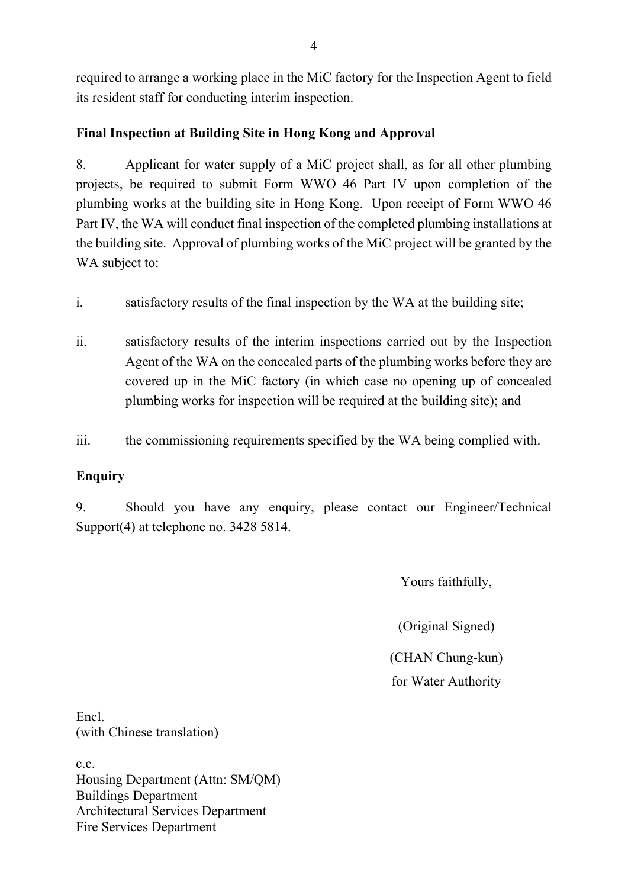required to arrange a working place in the MiC factory for the Inspection Agent to field its resident staff for conducting interim inspection.

**Final Inspection at Building Site in Hong Kong and Approval**

8. Applicant for water supply of a MiC project shall, as for all other plumbing projects, be required to submit Form WWO 46 Part IV upon completion of the plumbing works at the building site in Hong Kong. Upon receipt of Form WWO 46 Part IV, the WA will conduct final inspection of the completed plumbing installations at the building site. Approval of plumbing works of the MiC project will be granted by the WA subject to:

i. satisfactory results of the final inspection by the WA at the building site;

ii. satisfactory results of the interim inspections carried out by the Inspection Agent of the WA on the concealed parts of the plumbing works before they are covered up in the MiC factory (in which case no opening up of concealed plumbing works for inspection will be required at the building site); and

iii. the commissioning requirements specified by the WA being complied with.

**Enquiry**

9. Should you have any enquiry, please contact our Engineer/Technical Support(4) at telephone no. 3428 5814.

Yours faithfully,

(Original Signed)

(CHAN Chung-kun)
for Water Authority

Encl.
(with Chinese translation)

c.c.
Housing Department (Attn: SM/QM)
Buildings Department
Architectural Services Department
Fire Services Department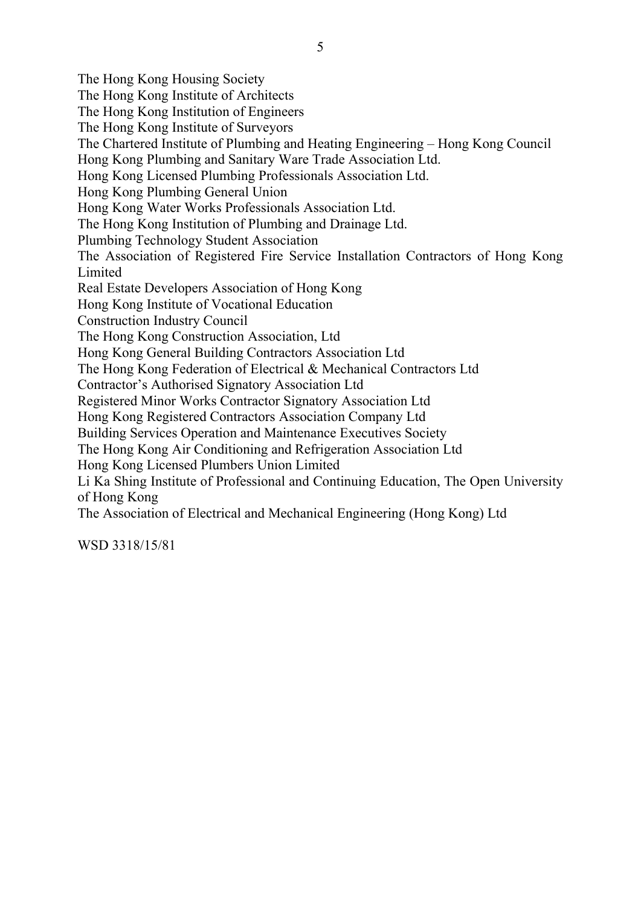The Hong Kong Housing Society
The Hong Kong Institute of Architects
The Hong Kong Institution of Engineers
The Hong Kong Institute of Surveyors
The Chartered Institute of Plumbing and Heating Engineering – Hong Kong Council
Hong Kong Plumbing and Sanitary Ware Trade Association Ltd.
Hong Kong Licensed Plumbing Professionals Association Ltd.
Hong Kong Plumbing General Union
Hong Kong Water Works Professionals Association Ltd.
The Hong Kong Institution of Plumbing and Drainage Ltd.
Plumbing Technology Student Association
The Association of Registered Fire Service Installation Contractors of Hong Kong Limited
Real Estate Developers Association of Hong Kong
Hong Kong Institute of Vocational Education
Construction Industry Council
The Hong Kong Construction Association, Ltd
Hong Kong General Building Contractors Association Ltd
The Hong Kong Federation of Electrical & Mechanical Contractors Ltd
Contractor's Authorised Signatory Association Ltd
Registered Minor Works Contractor Signatory Association Ltd
Hong Kong Registered Contractors Association Company Ltd
Building Services Operation and Maintenance Executives Society
The Hong Kong Air Conditioning and Refrigeration Association Ltd
Hong Kong Licensed Plumbers Union Limited
Li Ka Shing Institute of Professional and Continuing Education, The Open University of Hong Kong
The Association of Electrical and Mechanical Engineering (Hong Kong) Ltd

WSD 3318/15/81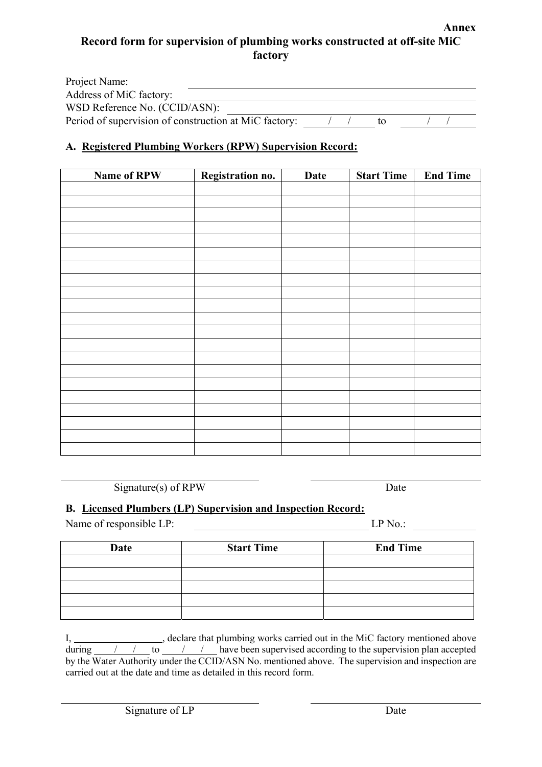**Annex**

# Record form for supervision of plumbing works constructed at off-site MiC factory

Project Name: \_\_\_\_\_\_\_\_\_\_\_\_\_\_\_\_\_\_\_\_\_\_\_\_\_\_\_\_\_\_\_\_

Address of MiC factory: \_\_\_\_\_\_\_\_\_\_\_\_\_\_\_\_\_\_\_\_\_\_\_\_\_\_\_\_\_\_\_\_

WSD Reference No. (CCID/ASN): \_\_\_\_\_\_\_\_\_\_\_\_\_\_\_\_\_\_\_\_\_\_\_\_\_\_\_\_\_\_\_\_

Period of supervision of construction at MiC factory: \_\_\_\_/\_\_\_\_/\_\_\_\_ to \_\_\_\_/\_\_\_\_/\_\_\_\_

## A. Registered Plumbing Workers (RPW) Supervision Record:

| Name of RPW | Registration no. | Date | Start Time | End Time |
|---|---|---|---|---|
| | | | | |
| | | | | |
| | | | | |
| | | | | |
| | | | | |
| | | | | |
| | | | | |
| | | | | |
| | | | | |
| | | | | |
| | | | | |
| | | | | |
| | | | | |
| | | | | |
| | | | | |
| | | | | |
| | | | | |
| | | | | |
| | | | | |
| | | | | |
| | | | | |

\_\_\_\_\_\_\_\_\_\_\_\_\_\_\_\_\_\_\_\_\_\_\_\_ Signature(s) of RPW

\_\_\_\_\_\_\_\_\_\_\_\_\_\_\_\_\_\_\_\_\_\_\_\_ Date

## B. Licensed Plumbers (LP) Supervision and Inspection Record:

Name of responsible LP: \_\_\_\_\_\_\_\_\_\_\_\_\_\_\_\_\_\_\_\_\_\_\_\_ LP No.: \_\_\_\_\_\_\_\_\_\_\_\_

| Date | Start Time | End Time |
|---|---|---|
| | | |
| | | |
| | | |
| | | |
| | | |

I, \_\_\_\_\_\_\_\_\_\_\_\_\_\_\_\_\_\_, declare that plumbing works carried out in the MiC factory mentioned above during \_\_\_\_/\_\_\_\_/\_\_\_\_ to \_\_\_\_/\_\_\_\_/\_\_\_\_ have been supervised according to the supervision plan accepted by the Water Authority under the CCID/ASN No. mentioned above. The supervision and inspection are carried out at the date and time as detailed in this record form.

\_\_\_\_\_\_\_\_\_\_\_\_\_\_\_\_\_\_\_\_\_\_\_\_ Signature of LP

\_\_\_\_\_\_\_\_\_\_\_\_\_\_\_\_\_\_\_\_\_\_\_\_ Date